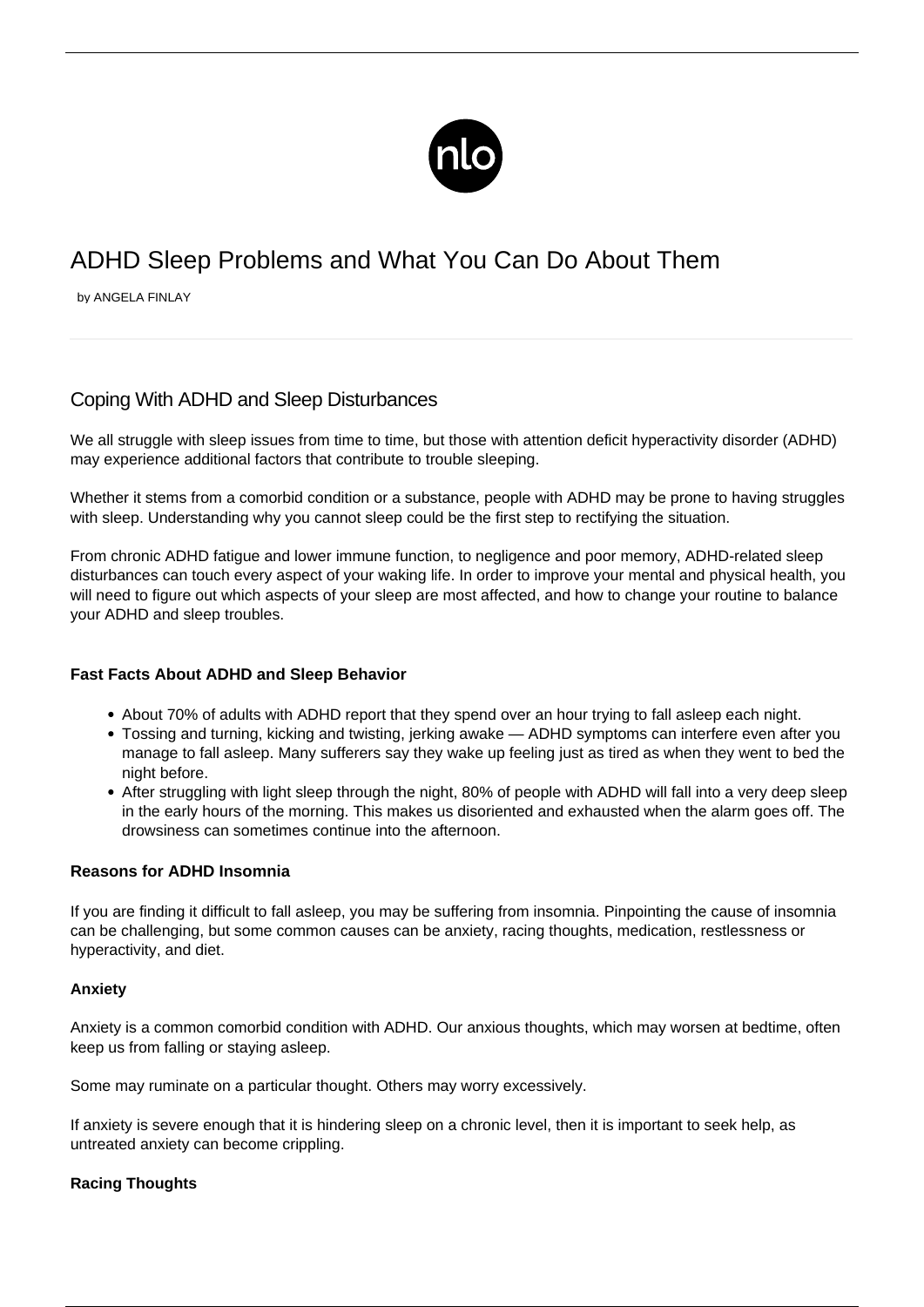# ADHD Sleep Problems and What You Can Do About Them

by ANGELA FINLAY

## Coping With ADHD and Sleep Disturbances

We all struggle with sleep issues from time to time, but those with attention deficit hyperactivity disorder (ADHD) may experience additional factors that contribute to trouble sleeping.

Whether it stems from a comorbid condition or a substance, people with ADHD may be prone to having struggles with sleep. Understanding why you cannot sleep could be the first step to rectifying the situation.

From chronic ADHD fatigue and lower immune function, to negligence and poor memory, ADHD-related sleep disturbances can touch every aspect of your waking life. In order to improve your mental and physical health, you will need to figure out which aspects of your sleep are most affected, and how to change your routine to balance your ADHD and sleep troubles.

**Fast Facts About ADHD and Sleep Behavior**

- About 70% of adults with ADHD report that they spend over an hour trying to fall asleep each night.
- Tossing and turning, kicking and twisting, jerking awake — ADHD symptoms can interfere even after you manage to fall asleep. Many sufferers say they wake up feeling just as tired as when they went to bed the night before.
- After struggling with light sleep through the night, 80% of people with ADHD will fall into a very deep sleep in the early hours of the morning. This makes us disoriented and exhausted when the alarm goes off. The drowsiness can sometimes continue into the afternoon.

**Reasons for ADHD Insomnia**

If you are finding it difficult to fall asleep, you may be suffering from insomnia. Pinpointing the cause of insomnia can be challenging, but some common causes can be anxiety, racing thoughts, medication, restlessness or hyperactivity, and diet.

**Anxiety**

Anxiety is a common comorbid condition with ADHD. Our anxious thoughts, which may worsen at bedtime, often keep us from falling or staying asleep.

Some may ruminate on a particular thought. Others may worry excessively.

If anxiety is severe enough that it is hindering sleep on a chronic level, then it is important to seek help, as untreated anxiety can become crippling.

**Racing Thoughts**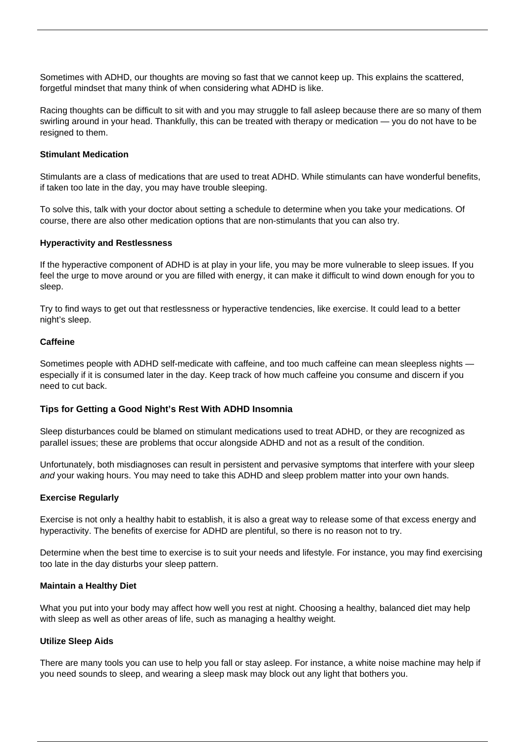Sometimes with ADHD, our thoughts are moving so fast that we cannot keep up. This explains the scattered, forgetful mindset that many think of when considering what ADHD is like.

Racing thoughts can be difficult to sit with and you may struggle to fall asleep because there are so many of them swirling around in your head. Thankfully, this can be treated with therapy or medication — you do not have to be resigned to them.

#### Stimulant Medication

Stimulants are a class of medications that are used to treat ADHD. While stimulants can have wonderful benefits, if taken too late in the day, you may have trouble sleeping.

To solve this, talk with your doctor about setting a schedule to determine when you take your medications. Of course, there are also other medication options that are non-stimulants that you can also try.

#### Hyperactivity and Restlessness

If the hyperactive component of ADHD is at play in your life, you may be more vulnerable to sleep issues. If you feel the urge to move around or you are filled with energy, it can make it difficult to wind down enough for you to sleep.

Try to find ways to get out that restlessness or hyperactive tendencies, like exercise. It could lead to a better night's sleep.

#### Caffeine

Sometimes people with ADHD self-medicate with caffeine, and too much caffeine can mean sleepless nights — especially if it is consumed later in the day. Keep track of how much caffeine you consume and discern if you need to cut back.

### Tips for Getting a Good Night's Rest With ADHD Insomnia

Sleep disturbances could be blamed on stimulant medications used to treat ADHD, or they are recognized as parallel issues; these are problems that occur alongside ADHD and not as a result of the condition.

Unfortunately, both misdiagnoses can result in persistent and pervasive symptoms that interfere with your sleep *and* your waking hours. You may need to take this ADHD and sleep problem matter into your own hands.

#### Exercise Regularly

Exercise is not only a healthy habit to establish, it is also a great way to release some of that excess energy and hyperactivity. The benefits of exercise for ADHD are plentiful, so there is no reason not to try.

Determine when the best time to exercise is to suit your needs and lifestyle. For instance, you may find exercising too late in the day disturbs your sleep pattern.

#### Maintain a Healthy Diet

What you put into your body may affect how well you rest at night. Choosing a healthy, balanced diet may help with sleep as well as other areas of life, such as managing a healthy weight.

#### Utilize Sleep Aids

There are many tools you can use to help you fall or stay asleep. For instance, a white noise machine may help if you need sounds to sleep, and wearing a sleep mask may block out any light that bothers you.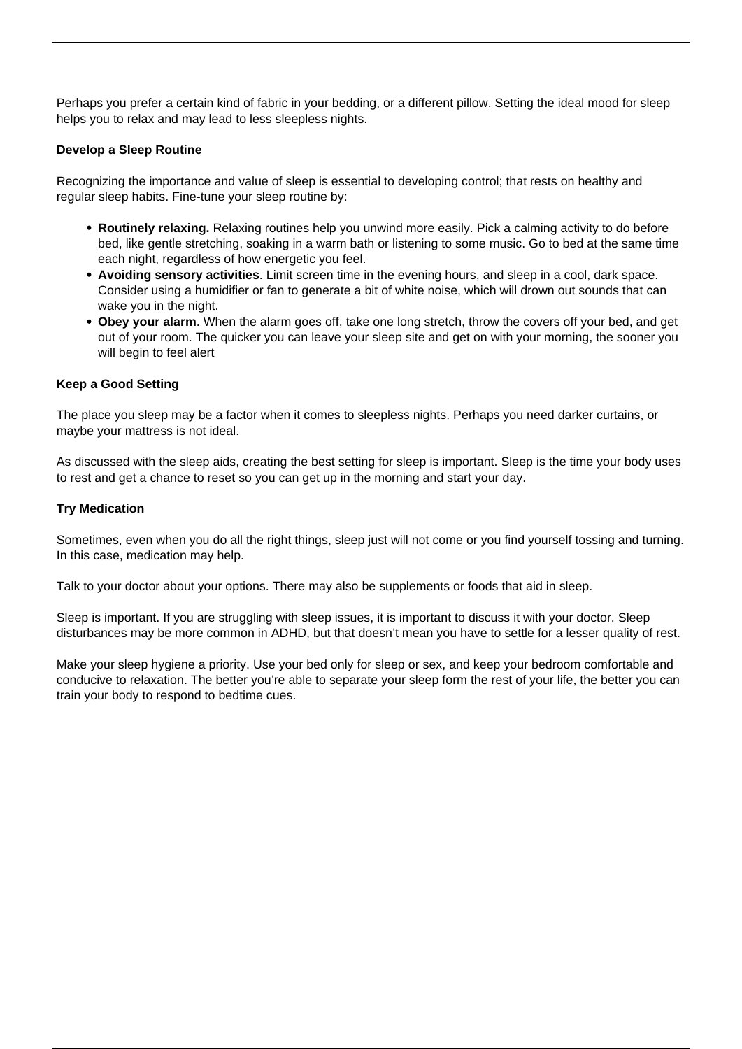Perhaps you prefer a certain kind of fabric in your bedding, or a different pillow. Setting the ideal mood for sleep helps you to relax and may lead to less sleepless nights.

**Develop a Sleep Routine**

Recognizing the importance and value of sleep is essential to developing control; that rests on healthy and regular sleep habits. Fine-tune your sleep routine by:

- **Routinely relaxing.** Relaxing routines help you unwind more easily. Pick a calming activity to do before bed, like gentle stretching, soaking in a warm bath or listening to some music. Go to bed at the same time each night, regardless of how energetic you feel.
- **Avoiding sensory activities**. Limit screen time in the evening hours, and sleep in a cool, dark space. Consider using a humidifier or fan to generate a bit of white noise, which will drown out sounds that can wake you in the night.
- **Obey your alarm**. When the alarm goes off, take one long stretch, throw the covers off your bed, and get out of your room. The quicker you can leave your sleep site and get on with your morning, the sooner you will begin to feel alert

**Keep a Good Setting**

The place you sleep may be a factor when it comes to sleepless nights. Perhaps you need darker curtains, or maybe your mattress is not ideal.

As discussed with the sleep aids, creating the best setting for sleep is important. Sleep is the time your body uses to rest and get a chance to reset so you can get up in the morning and start your day.

**Try Medication**

Sometimes, even when you do all the right things, sleep just will not come or you find yourself tossing and turning. In this case, medication may help.

Talk to your doctor about your options. There may also be supplements or foods that aid in sleep.

Sleep is important. If you are struggling with sleep issues, it is important to discuss it with your doctor. Sleep disturbances may be more common in ADHD, but that doesn't mean you have to settle for a lesser quality of rest.

Make your sleep hygiene a priority. Use your bed only for sleep or sex, and keep your bedroom comfortable and conducive to relaxation. The better you're able to separate your sleep form the rest of your life, the better you can train your body to respond to bedtime cues.